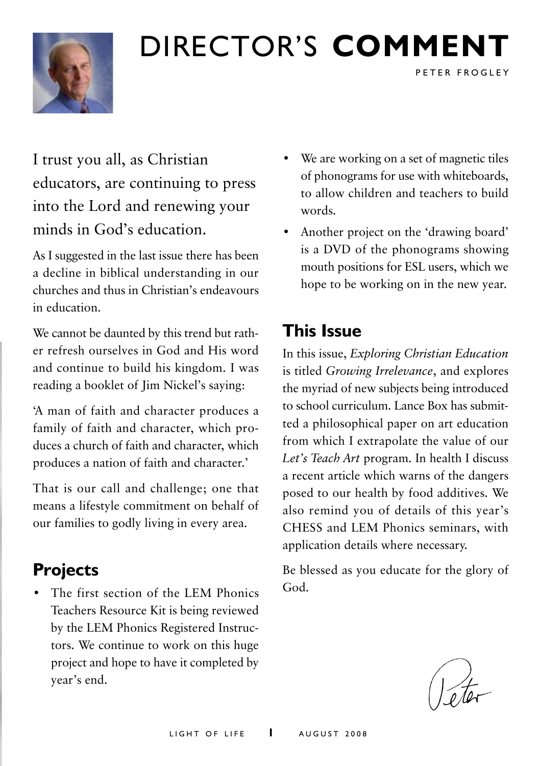# DIRECTOR'S **COMMENT**

PETER FROGLEY

I trust you all, as Christian educators, are continuing to press into the Lord and renewing your minds in God's education.

As I suggested in the last issue there has been a decline in biblical understanding in our churches and thus in Christian's endeavours in education.

We cannot be daunted by this trend but rather refresh ourselves in God and His word and continue to build his kingdom. I was reading a booklet of Jim Nickel's saying:

'A man of faith and character produces a family of faith and character, which produces a church of faith and character, which produces a nation of faith and character.'

That is our call and challenge; one that means a lifestyle commitment on behalf of our families to godly living in every area.

## Projects

- The first section of the LEM Phonics Teachers Resource Kit is being reviewed by the LEM Phonics Registered Instructors. We continue to work on this huge project and hope to have it completed by year's end.
- We are working on a set of magnetic tiles of phonograms for use with whiteboards, to allow children and teachers to build words.
- Another project on the 'drawing board' is a DVD of the phonograms showing mouth positions for ESL users, which we hope to be working on in the new year.

## This Issue

In this issue, *Exploring Christian Education* is titled *Growing Irrelevance*, and explores the myriad of new subjects being introduced to school curriculum. Lance Box has submitted a philosophical paper on art education from which I extrapolate the value of our *Let's Teach Art* program. In health I discuss a recent article which warns of the dangers posed to our health by food additives. We also remind you of details of this year's CHESS and LEM Phonics seminars, with application details where necessary.

Be blessed as you educate for the glory of God.

Peter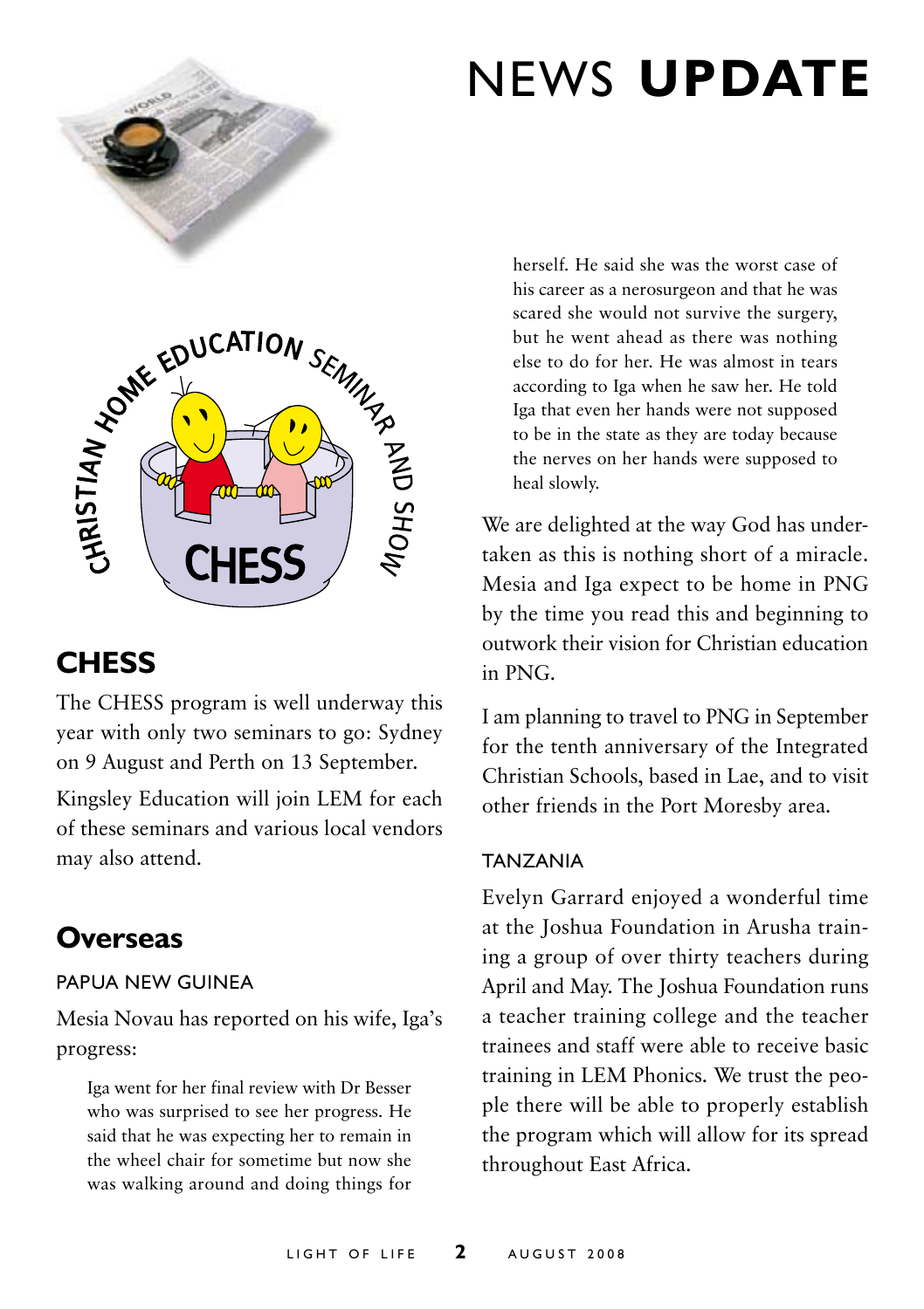# NEWS UPDATE

## CHESS

The CHESS program is well underway this year with only two seminars to go: Sydney on 9 August and Perth on 13 September.

Kingsley Education will join LEM for each of these seminars and various local vendors may also attend.

## Overseas

### PAPUA NEW GUINEA

Mesia Novau has reported on his wife, Iga's progress:

> Iga went for her final review with Dr Besser who was surprised to see her progress. He said that he was expecting her to remain in the wheel chair for sometime but now she was walking around and doing things for herself. He said she was the worst case of his career as a nerosurgeon and that he was scared she would not survive the surgery, but he went ahead as there was nothing else to do for her. He was almost in tears according to Iga when he saw her. He told Iga that even her hands were not supposed to be in the state as they are today because the nerves on her hands were supposed to heal slowly.

We are delighted at the way God has undertaken as this is nothing short of a miracle. Mesia and Iga expect to be home in PNG by the time you read this and beginning to outwork their vision for Christian education in PNG.

I am planning to travel to PNG in September for the tenth anniversary of the Integrated Christian Schools, based in Lae, and to visit other friends in the Port Moresby area.

### TANZANIA

Evelyn Garrard enjoyed a wonderful time at the Joshua Foundation in Arusha training a group of over thirty teachers during April and May. The Joshua Foundation runs a teacher training college and the teacher trainees and staff were able to receive basic training in LEM Phonics. We trust the people there will be able to properly establish the program which will allow for its spread throughout East Africa.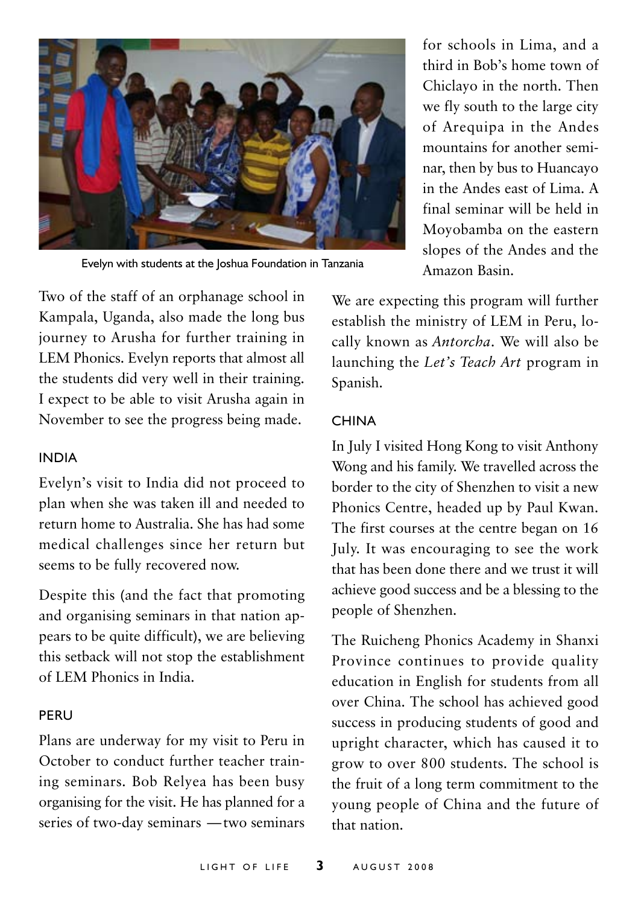Evelyn with students at the Joshua Foundation in Tanzania

Two of the staff of an orphanage school in Kampala, Uganda, also made the long bus journey to Arusha for further training in LEM Phonics. Evelyn reports that almost all the students did very well in their training. I expect to be able to visit Arusha again in November to see the progress being made.

## INDIA

Evelyn's visit to India did not proceed to plan when she was taken ill and needed to return home to Australia. She has had some medical challenges since her return but seems to be fully recovered now.

Despite this (and the fact that promoting and organising seminars in that nation appears to be quite difficult), we are believing this setback will not stop the establishment of LEM Phonics in India.

## PERU

Plans are underway for my visit to Peru in October to conduct further teacher training seminars. Bob Relyea has been busy organising for the visit. He has planned for a series of two-day seminars — two seminars for schools in Lima, and a third in Bob's home town of Chiclayo in the north. Then we fly south to the large city of Arequipa in the Andes mountains for another seminar, then by bus to Huancayo in the Andes east of Lima. A final seminar will be held in Moyobamba on the eastern slopes of the Andes and the Amazon Basin.

We are expecting this program will further establish the ministry of LEM in Peru, locally known as *Antorcha*. We will also be launching the *Let's Teach Art* program in Spanish.

## CHINA

In July I visited Hong Kong to visit Anthony Wong and his family. We travelled across the border to the city of Shenzhen to visit a new Phonics Centre, headed up by Paul Kwan. The first courses at the centre began on 16 July. It was encouraging to see the work that has been done there and we trust it will achieve good success and be a blessing to the people of Shenzhen.

The Ruicheng Phonics Academy in Shanxi Province continues to provide quality education in English for students from all over China. The school has achieved good success in producing students of good and upright character, which has caused it to grow to over 800 students. The school is the fruit of a long term commitment to the young people of China and the future of that nation.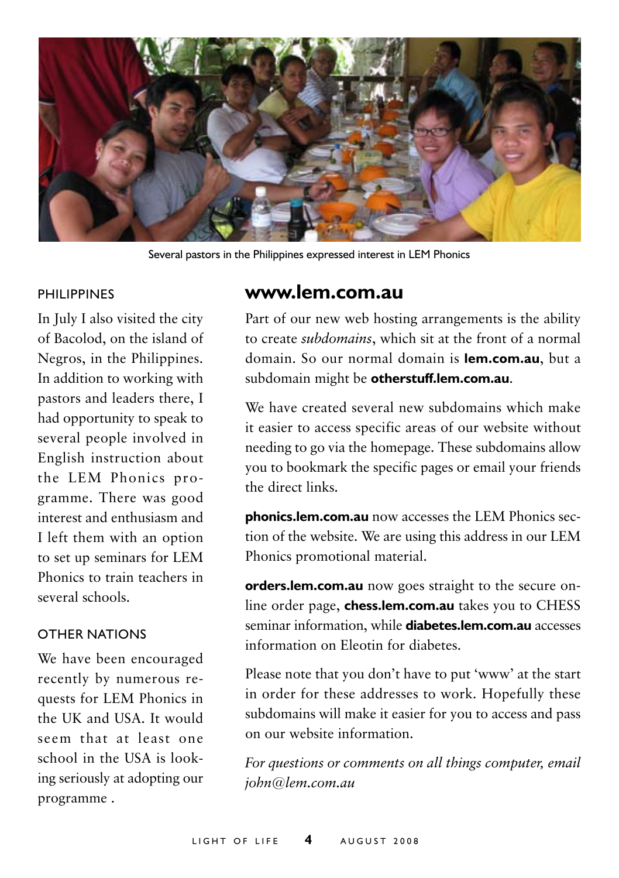Several pastors in the Philippines expressed interest in LEM Phonics

### PHILIPPINES

In July I also visited the city of Bacolod, on the island of Negros, in the Philippines. In addition to working with pastors and leaders there, I had opportunity to speak to several people involved in English instruction about the LEM Phonics programme. There was good interest and enthusiasm and I left them with an option to set up seminars for LEM Phonics to train teachers in several schools.

### OTHER NATIONS

We have been encouraged recently by numerous requests for LEM Phonics in the UK and USA. It would seem that at least one school in the USA is looking seriously at adopting our programme .

## www.lem.com.au

Part of our new web hosting arrangements is the ability to create *subdomains*, which sit at the front of a normal domain. So our normal domain is **lem.com.au**, but a subdomain might be **otherstuff.lem.com.au**.

We have created several new subdomains which make it easier to access specific areas of our website without needing to go via the homepage. These subdomains allow you to bookmark the specific pages or email your friends the direct links.

**phonics.lem.com.au** now accesses the LEM Phonics section of the website. We are using this address in our LEM Phonics promotional material.

**orders.lem.com.au** now goes straight to the secure online order page, **chess.lem.com.au** takes you to CHESS seminar information, while **diabetes.lem.com.au** accesses information on Eleotin for diabetes.

Please note that you don't have to put 'www' at the start in order for these addresses to work. Hopefully these subdomains will make it easier for you to access and pass on our website information.

*For questions or comments on all things computer, email john@lem.com.au*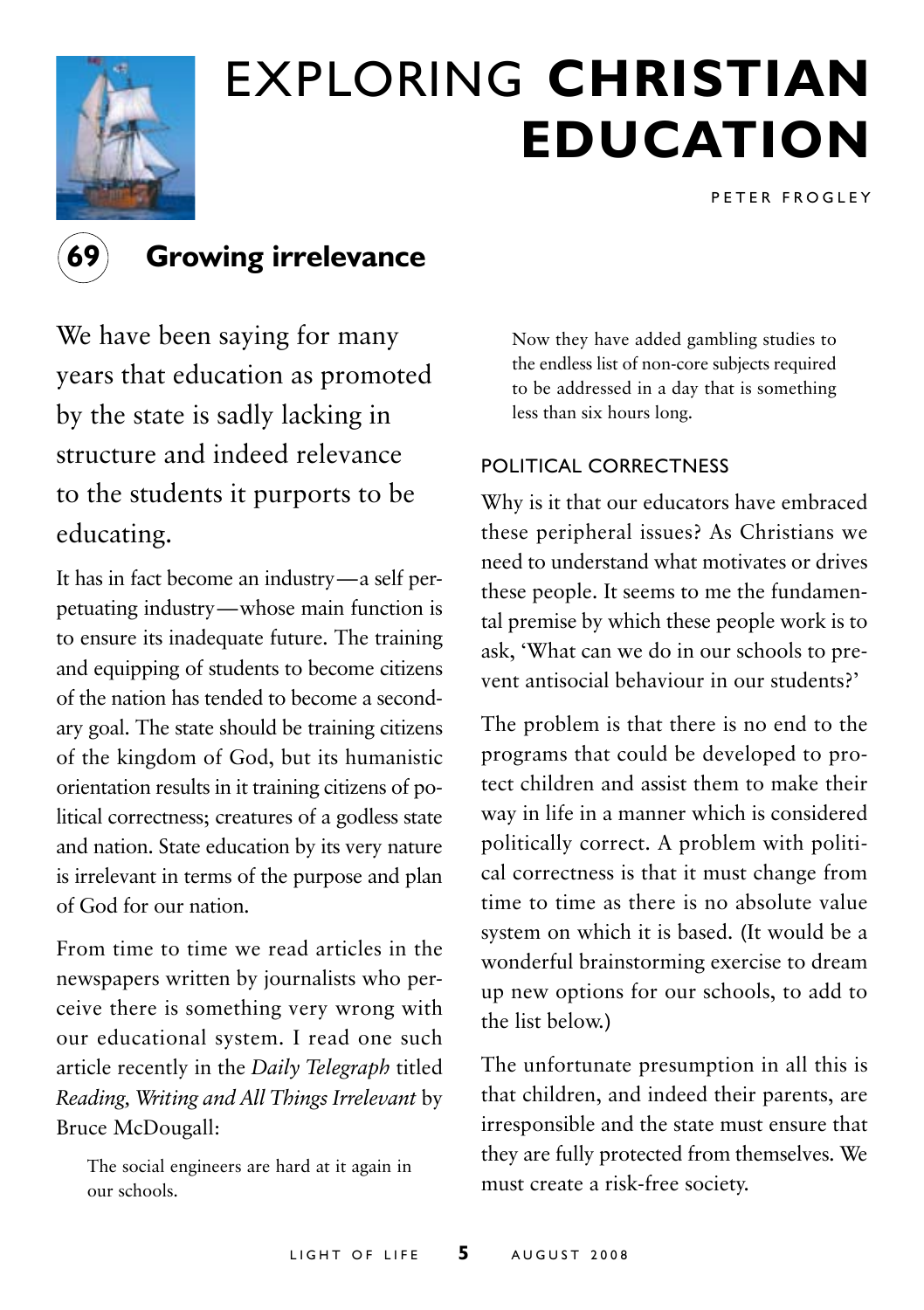# EXPLORING **CHRISTIAN EDUCATION**

PETER FROGLEY

## 69 Growing irrelevance

We have been saying for many years that education as promoted by the state is sadly lacking in structure and indeed relevance to the students it purports to be educating.

It has in fact become an industry—a self perpetuating industry—whose main function is to ensure its inadequate future. The training and equipping of students to become citizens of the nation has tended to become a secondary goal. The state should be training citizens of the kingdom of God, but its humanistic orientation results in it training citizens of political correctness; creatures of a godless state and nation. State education by its very nature is irrelevant in terms of the purpose and plan of God for our nation.

From time to time we read articles in the newspapers written by journalists who perceive there is something very wrong with our educational system. I read one such article recently in the *Daily Telegraph* titled *Reading, Writing and All Things Irrelevant* by Bruce McDougall:

> The social engineers are hard at it again in our schools.
>
> Now they have added gambling studies to the endless list of non-core subjects required to be addressed in a day that is something less than six hours long.

### POLITICAL CORRECTNESS

Why is it that our educators have embraced these peripheral issues? As Christians we need to understand what motivates or drives these people. It seems to me the fundamental premise by which these people work is to ask, 'What can we do in our schools to prevent antisocial behaviour in our students?'

The problem is that there is no end to the programs that could be developed to protect children and assist them to make their way in life in a manner which is considered politically correct. A problem with political correctness is that it must change from time to time as there is no absolute value system on which it is based. (It would be a wonderful brainstorming exercise to dream up new options for our schools, to add to the list below.)

The unfortunate presumption in all this is that children, and indeed their parents, are irresponsible and the state must ensure that they are fully protected from themselves. We must create a risk-free society.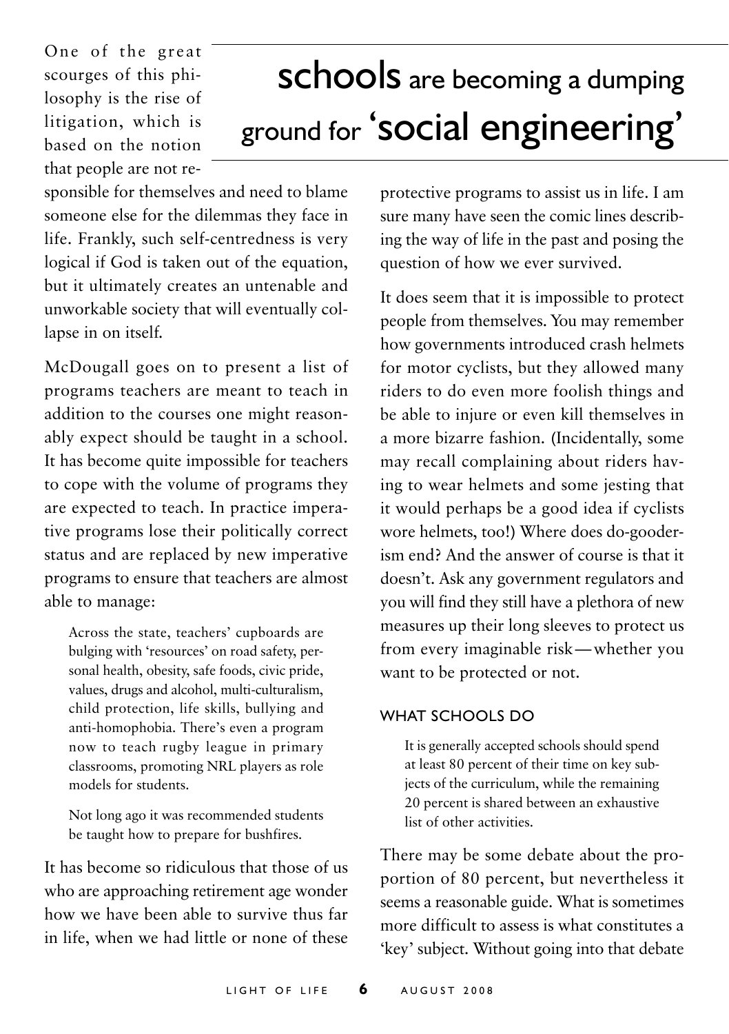# schools are becoming a dumping ground for 'social engineering'

One of the great scourges of this philosophy is the rise of litigation, which is based on the notion that people are not responsible for themselves and need to blame someone else for the dilemmas they face in life. Frankly, such self-centredness is very logical if God is taken out of the equation, but it ultimately creates an untenable and unworkable society that will eventually collapse in on itself.

McDougall goes on to present a list of programs teachers are meant to teach in addition to the courses one might reasonably expect should be taught in a school. It has become quite impossible for teachers to cope with the volume of programs they are expected to teach. In practice imperative programs lose their politically correct status and are replaced by new imperative programs to ensure that teachers are almost able to manage:

> Across the state, teachers' cupboards are bulging with 'resources' on road safety, personal health, obesity, safe foods, civic pride, values, drugs and alcohol, multi-culturalism, child protection, life skills, bullying and anti-homophobia. There's even a program now to teach rugby league in primary classrooms, promoting NRL players as role models for students.
>
> Not long ago it was recommended students be taught how to prepare for bushfires.

It has become so ridiculous that those of us who are approaching retirement age wonder how we have been able to survive thus far in life, when we had little or none of these protective programs to assist us in life. I am sure many have seen the comic lines describing the way of life in the past and posing the question of how we ever survived.

It does seem that it is impossible to protect people from themselves. You may remember how governments introduced crash helmets for motor cyclists, but they allowed many riders to do even more foolish things and be able to injure or even kill themselves in a more bizarre fashion. (Incidentally, some may recall complaining about riders having to wear helmets and some jesting that it would perhaps be a good idea if cyclists wore helmets, too!) Where does do-gooderism end? And the answer of course is that it doesn't. Ask any government regulators and you will find they still have a plethora of new measures up their long sleeves to protect us from every imaginable risk—whether you want to be protected or not.

### WHAT SCHOOLS DO

> It is generally accepted schools should spend at least 80 percent of their time on key subjects of the curriculum, while the remaining 20 percent is shared between an exhaustive list of other activities.

There may be some debate about the proportion of 80 percent, but nevertheless it seems a reasonable guide. What is sometimes more difficult to assess is what constitutes a 'key' subject. Without going into that debate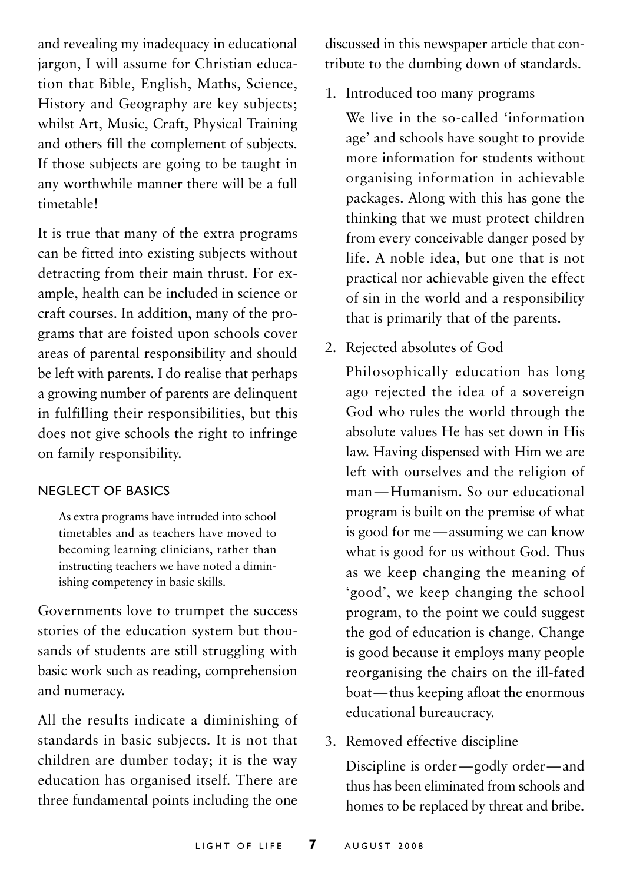and revealing my inadequacy in educational jargon, I will assume for Christian education that Bible, English, Maths, Science, History and Geography are key subjects; whilst Art, Music, Craft, Physical Training and others fill the complement of subjects. If those subjects are going to be taught in any worthwhile manner there will be a full timetable!

It is true that many of the extra programs can be fitted into existing subjects without detracting from their main thrust. For example, health can be included in science or craft courses. In addition, many of the programs that are foisted upon schools cover areas of parental responsibility and should be left with parents. I do realise that perhaps a growing number of parents are delinquent in fulfilling their responsibilities, but this does not give schools the right to infringe on family responsibility.

### NEGLECT OF BASICS

> As extra programs have intruded into school timetables and as teachers have moved to becoming learning clinicians, rather than instructing teachers we have noted a diminishing competency in basic skills.

Governments love to trumpet the success stories of the education system but thousands of students are still struggling with basic work such as reading, comprehension and numeracy.

All the results indicate a diminishing of standards in basic subjects. It is not that children are dumber today; it is the way education has organised itself. There are three fundamental points including the one discussed in this newspaper article that contribute to the dumbing down of standards.

1. Introduced too many programs

   We live in the so-called 'information age' and schools have sought to provide more information for students without organising information in achievable packages. Along with this has gone the thinking that we must protect children from every conceivable danger posed by life. A noble idea, but one that is not practical nor achievable given the effect of sin in the world and a responsibility that is primarily that of the parents.

2. Rejected absolutes of God

   Philosophically education has long ago rejected the idea of a sovereign God who rules the world through the absolute values He has set down in His law. Having dispensed with Him we are left with ourselves and the religion of man — Humanism. So our educational program is built on the premise of what is good for me — assuming we can know what is good for us without God. Thus as we keep changing the meaning of 'good', we keep changing the school program, to the point we could suggest the god of education is change. Change is good because it employs many people reorganising the chairs on the ill-fated boat — thus keeping afloat the enormous educational bureaucracy.

3. Removed effective discipline

   Discipline is order — godly order — and thus has been eliminated from schools and homes to be replaced by threat and bribe.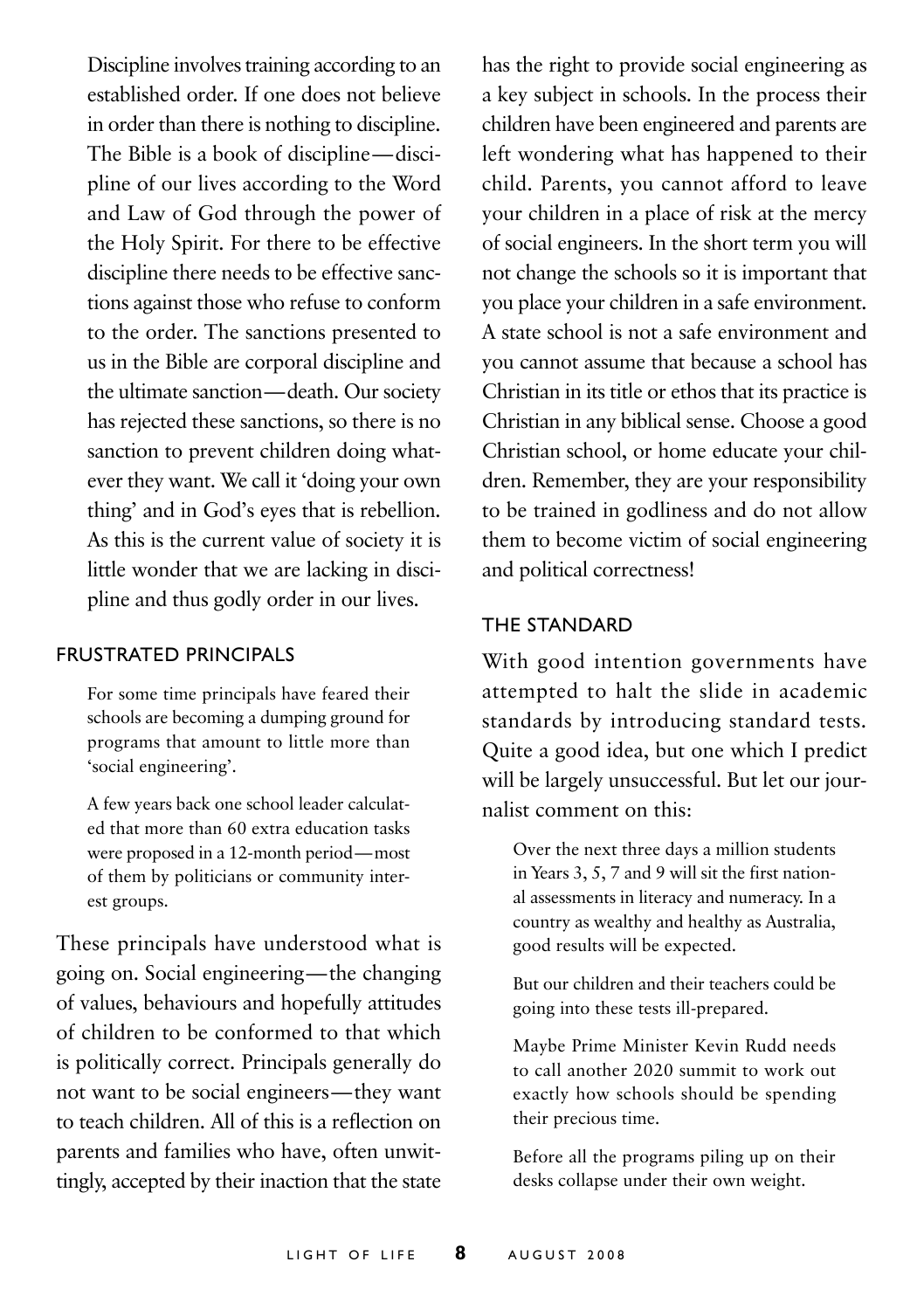Discipline involves training according to an established order. If one does not believe in order than there is nothing to discipline. The Bible is a book of discipline—discipline of our lives according to the Word and Law of God through the power of the Holy Spirit. For there to be effective discipline there needs to be effective sanctions against those who refuse to conform to the order. The sanctions presented to us in the Bible are corporal discipline and the ultimate sanction—death. Our society has rejected these sanctions, so there is no sanction to prevent children doing whatever they want. We call it 'doing your own thing' and in God's eyes that is rebellion. As this is the current value of society it is little wonder that we are lacking in discipline and thus godly order in our lives.

## FRUSTRATED PRINCIPALS

> For some time principals have feared their schools are becoming a dumping ground for programs that amount to little more than 'social engineering'.
>
> A few years back one school leader calculated that more than 60 extra education tasks were proposed in a 12-month period—most of them by politicians or community interest groups.

These principals have understood what is going on. Social engineering—the changing of values, behaviours and hopefully attitudes of children to be conformed to that which is politically correct. Principals generally do not want to be social engineers—they want to teach children. All of this is a reflection on parents and families who have, often unwittingly, accepted by their inaction that the state has the right to provide social engineering as a key subject in schools. In the process their children have been engineered and parents are left wondering what has happened to their child. Parents, you cannot afford to leave your children in a place of risk at the mercy of social engineers. In the short term you will not change the schools so it is important that you place your children in a safe environment. A state school is not a safe environment and you cannot assume that because a school has Christian in its title or ethos that its practice is Christian in any biblical sense. Choose a good Christian school, or home educate your children. Remember, they are your responsibility to be trained in godliness and do not allow them to become victim of social engineering and political correctness!

## THE STANDARD

With good intention governments have attempted to halt the slide in academic standards by introducing standard tests. Quite a good idea, but one which I predict will be largely unsuccessful. But let our journalist comment on this:

> Over the next three days a million students in Years 3, 5, 7 and 9 will sit the first national assessments in literacy and numeracy. In a country as wealthy and healthy as Australia, good results will be expected.
>
> But our children and their teachers could be going into these tests ill-prepared.
>
> Maybe Prime Minister Kevin Rudd needs to call another 2020 summit to work out exactly how schools should be spending their precious time.
>
> Before all the programs piling up on their desks collapse under their own weight.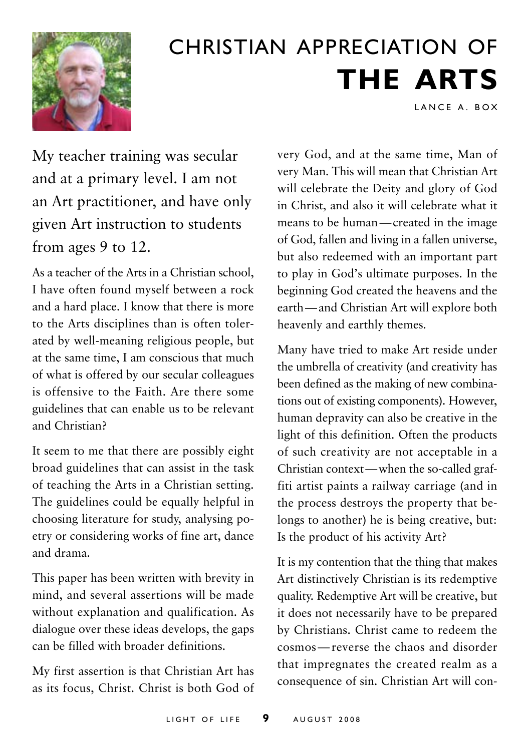# CHRISTIAN APPRECIATION OF **THE ARTS**

LANCE A. BOX

My teacher training was secular and at a primary level. I am not an Art practitioner, and have only given Art instruction to students from ages 9 to 12.

As a teacher of the Arts in a Christian school, I have often found myself between a rock and a hard place. I know that there is more to the Arts disciplines than is often tolerated by well-meaning religious people, but at the same time, I am conscious that much of what is offered by our secular colleagues is offensive to the Faith. Are there some guidelines that can enable us to be relevant and Christian?

It seem to me that there are possibly eight broad guidelines that can assist in the task of teaching the Arts in a Christian setting. The guidelines could be equally helpful in choosing literature for study, analysing poetry or considering works of fine art, dance and drama.

This paper has been written with brevity in mind, and several assertions will be made without explanation and qualification. As dialogue over these ideas develops, the gaps can be filled with broader definitions.

My first assertion is that Christian Art has as its focus, Christ. Christ is both God of very God, and at the same time, Man of very Man. This will mean that Christian Art will celebrate the Deity and glory of God in Christ, and also it will celebrate what it means to be human—created in the image of God, fallen and living in a fallen universe, but also redeemed with an important part to play in God's ultimate purposes. In the beginning God created the heavens and the earth—and Christian Art will explore both heavenly and earthly themes.

Many have tried to make Art reside under the umbrella of creativity (and creativity has been defined as the making of new combinations out of existing components). However, human depravity can also be creative in the light of this definition. Often the products of such creativity are not acceptable in a Christian context—when the so-called graffiti artist paints a railway carriage (and in the process destroys the property that belongs to another) he is being creative, but: Is the product of his activity Art?

It is my contention that the thing that makes Art distinctively Christian is its redemptive quality. Redemptive Art will be creative, but it does not necessarily have to be prepared by Christians. Christ came to redeem the cosmos—reverse the chaos and disorder that impregnates the created realm as a consequence of sin. Christian Art will con-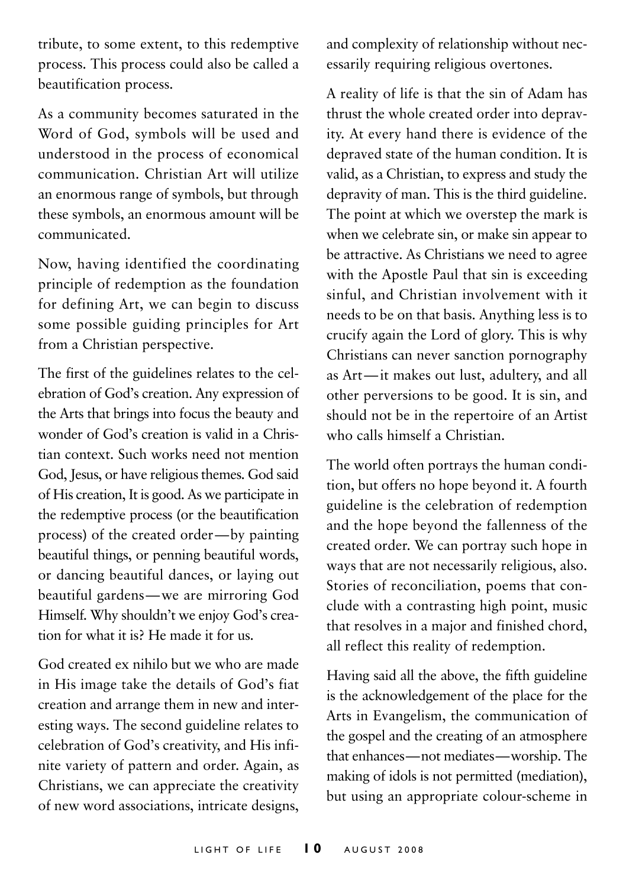tribute, to some extent, to this redemptive process. This process could also be called a beautification process.

As a community becomes saturated in the Word of God, symbols will be used and understood in the process of economical communication. Christian Art will utilize an enormous range of symbols, but through these symbols, an enormous amount will be communicated.

Now, having identified the coordinating principle of redemption as the foundation for defining Art, we can begin to discuss some possible guiding principles for Art from a Christian perspective.

The first of the guidelines relates to the celebration of God's creation. Any expression of the Arts that brings into focus the beauty and wonder of God's creation is valid in a Christian context. Such works need not mention God, Jesus, or have religious themes. God said of His creation, It is good. As we participate in the redemptive process (or the beautification process) of the created order—by painting beautiful things, or penning beautiful words, or dancing beautiful dances, or laying out beautiful gardens—we are mirroring God Himself. Why shouldn't we enjoy God's creation for what it is? He made it for us.

God created ex nihilo but we who are made in His image take the details of God's fiat creation and arrange them in new and interesting ways. The second guideline relates to celebration of God's creativity, and His infinite variety of pattern and order. Again, as Christians, we can appreciate the creativity of new word associations, intricate designs, and complexity of relationship without necessarily requiring religious overtones.

A reality of life is that the sin of Adam has thrust the whole created order into depravity. At every hand there is evidence of the depraved state of the human condition. It is valid, as a Christian, to express and study the depravity of man. This is the third guideline. The point at which we overstep the mark is when we celebrate sin, or make sin appear to be attractive. As Christians we need to agree with the Apostle Paul that sin is exceeding sinful, and Christian involvement with it needs to be on that basis. Anything less is to crucify again the Lord of glory. This is why Christians can never sanction pornography as Art—it makes out lust, adultery, and all other perversions to be good. It is sin, and should not be in the repertoire of an Artist who calls himself a Christian.

The world often portrays the human condition, but offers no hope beyond it. A fourth guideline is the celebration of redemption and the hope beyond the fallenness of the created order. We can portray such hope in ways that are not necessarily religious, also. Stories of reconciliation, poems that conclude with a contrasting high point, music that resolves in a major and finished chord, all reflect this reality of redemption.

Having said all the above, the fifth guideline is the acknowledgement of the place for the Arts in Evangelism, the communication of the gospel and the creating of an atmosphere that enhances—not mediates—worship. The making of idols is not permitted (mediation), but using an appropriate colour-scheme in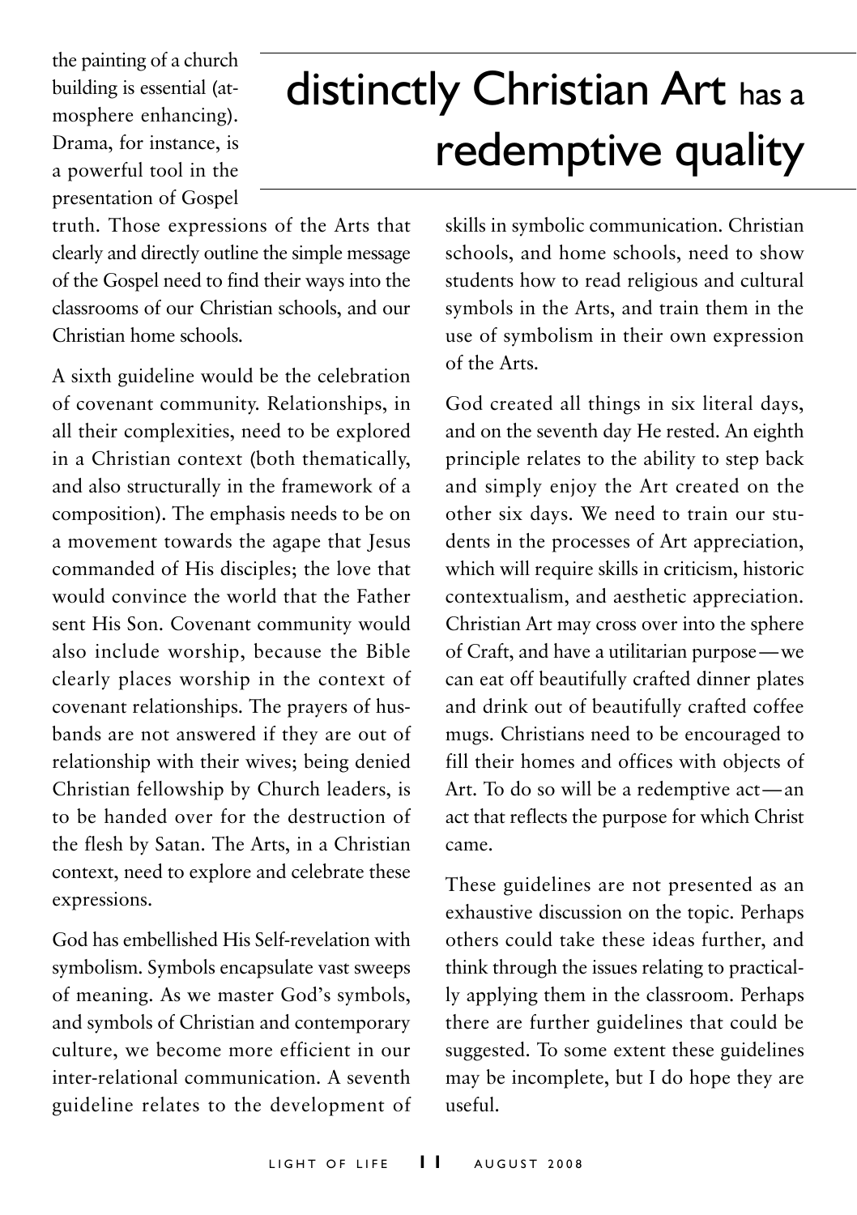the painting of a church building is essential (atmosphere enhancing). Drama, for instance, is a powerful tool in the presentation of Gospel truth. Those expressions of the Arts that clearly and directly outline the simple message of the Gospel need to find their ways into the classrooms of our Christian schools, and our Christian home schools.

## distinctly Christian Art has a redemptive quality

A sixth guideline would be the celebration of covenant community. Relationships, in all their complexities, need to be explored in a Christian context (both thematically, and also structurally in the framework of a composition). The emphasis needs to be on a movement towards the agape that Jesus commanded of His disciples; the love that would convince the world that the Father sent His Son. Covenant community would also include worship, because the Bible clearly places worship in the context of covenant relationships. The prayers of husbands are not answered if they are out of relationship with their wives; being denied Christian fellowship by Church leaders, is to be handed over for the destruction of the flesh by Satan. The Arts, in a Christian context, need to explore and celebrate these expressions.

God has embellished His Self-revelation with symbolism. Symbols encapsulate vast sweeps of meaning. As we master God's symbols, and symbols of Christian and contemporary culture, we become more efficient in our inter-relational communication. A seventh guideline relates to the development of skills in symbolic communication. Christian schools, and home schools, need to show students how to read religious and cultural symbols in the Arts, and train them in the use of symbolism in their own expression of the Arts.

God created all things in six literal days, and on the seventh day He rested. An eighth principle relates to the ability to step back and simply enjoy the Art created on the other six days. We need to train our students in the processes of Art appreciation, which will require skills in criticism, historic contextualism, and aesthetic appreciation. Christian Art may cross over into the sphere of Craft, and have a utilitarian purpose—we can eat off beautifully crafted dinner plates and drink out of beautifully crafted coffee mugs. Christians need to be encouraged to fill their homes and offices with objects of Art. To do so will be a redemptive act—an act that reflects the purpose for which Christ came.

These guidelines are not presented as an exhaustive discussion on the topic. Perhaps others could take these ideas further, and think through the issues relating to practically applying them in the classroom. Perhaps there are further guidelines that could be suggested. To some extent these guidelines may be incomplete, but I do hope they are useful.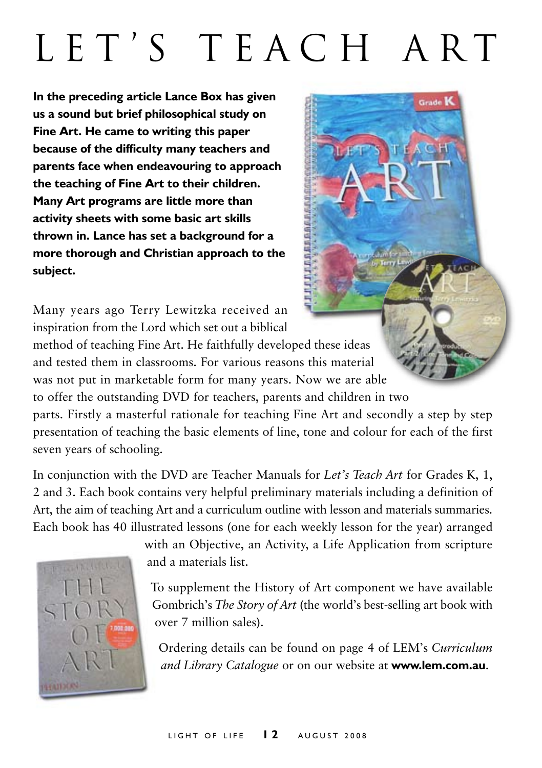# LET'S TEACH ART

**In the preceding article Lance Box has given us a sound but brief philosophical study on Fine Art. He came to writing this paper because of the difficulty many teachers and parents face when endeavouring to approach the teaching of Fine Art to their children. Many Art programs are little more than activity sheets with some basic art skills thrown in. Lance has set a background for a more thorough and Christian approach to the subject.**

Many years ago Terry Lewitzka received an inspiration from the Lord which set out a biblical method of teaching Fine Art. He faithfully developed these ideas and tested them in classrooms. For various reasons this material was not put in marketable form for many years. Now we are able to offer the outstanding DVD for teachers, parents and children in two parts. Firstly a masterful rationale for teaching Fine Art and secondly a step by step presentation of teaching the basic elements of line, tone and colour for each of the first seven years of schooling.

In conjunction with the DVD are Teacher Manuals for *Let's Teach Art* for Grades K, 1, 2 and 3. Each book contains very helpful preliminary materials including a definition of Art, the aim of teaching Art and a curriculum outline with lesson and materials summaries. Each book has 40 illustrated lessons (one for each weekly lesson for the year) arranged with an Objective, an Activity, a Life Application from scripture and a materials list.

To supplement the History of Art component we have available Gombrich's *The Story of Art* (the world's best-selling art book with over 7 million sales).

Ordering details can be found on page 4 of LEM's *Curriculum and Library Catalogue* or on our website at **www.lem.com.au**.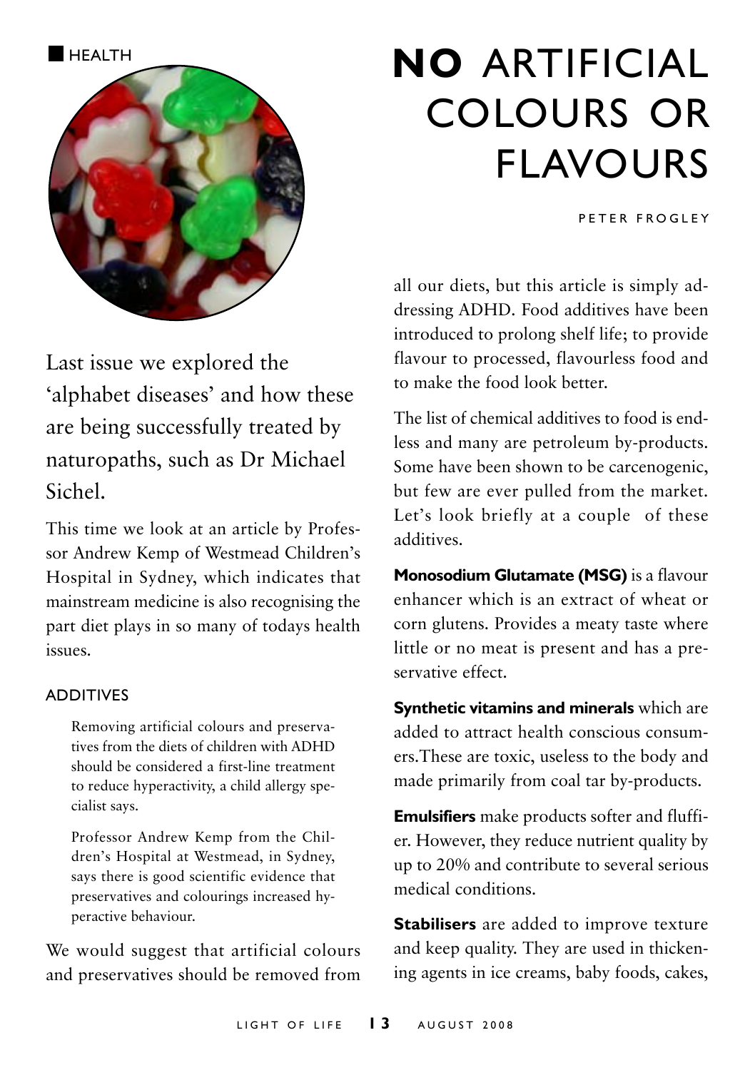HEALTH

# **NO** ARTIFICIAL COLOURS OR FLAVOURS

PETER FROGLEY

Last issue we explored the 'alphabet diseases' and how these are being successfully treated by naturopaths, such as Dr Michael Sichel.

This time we look at an article by Professor Andrew Kemp of Westmead Children's Hospital in Sydney, which indicates that mainstream medicine is also recognising the part diet plays in so many of todays health issues.

## ADDITIVES

> Removing artificial colours and preservatives from the diets of children with ADHD should be considered a first-line treatment to reduce hyperactivity, a child allergy specialist says.
>
> Professor Andrew Kemp from the Children's Hospital at Westmead, in Sydney, says there is good scientific evidence that preservatives and colourings increased hyperactive behaviour.

We would suggest that artificial colours and preservatives should be removed from all our diets, but this article is simply addressing ADHD. Food additives have been introduced to prolong shelf life; to provide flavour to processed, flavourless food and to make the food look better.

The list of chemical additives to food is endless and many are petroleum by-products. Some have been shown to be carcenogenic, but few are ever pulled from the market. Let's look briefly at a couple of these additives.

**Monosodium Glutamate (MSG)** is a flavour enhancer which is an extract of wheat or corn glutens. Provides a meaty taste where little or no meat is present and has a preservative effect.

**Synthetic vitamins and minerals** which are added to attract health conscious consumers.These are toxic, useless to the body and made primarily from coal tar by-products.

**Emulsifiers** make products softer and fluffier. However, they reduce nutrient quality by up to 20% and contribute to several serious medical conditions.

**Stabilisers** are added to improve texture and keep quality. They are used in thickening agents in ice creams, baby foods, cakes,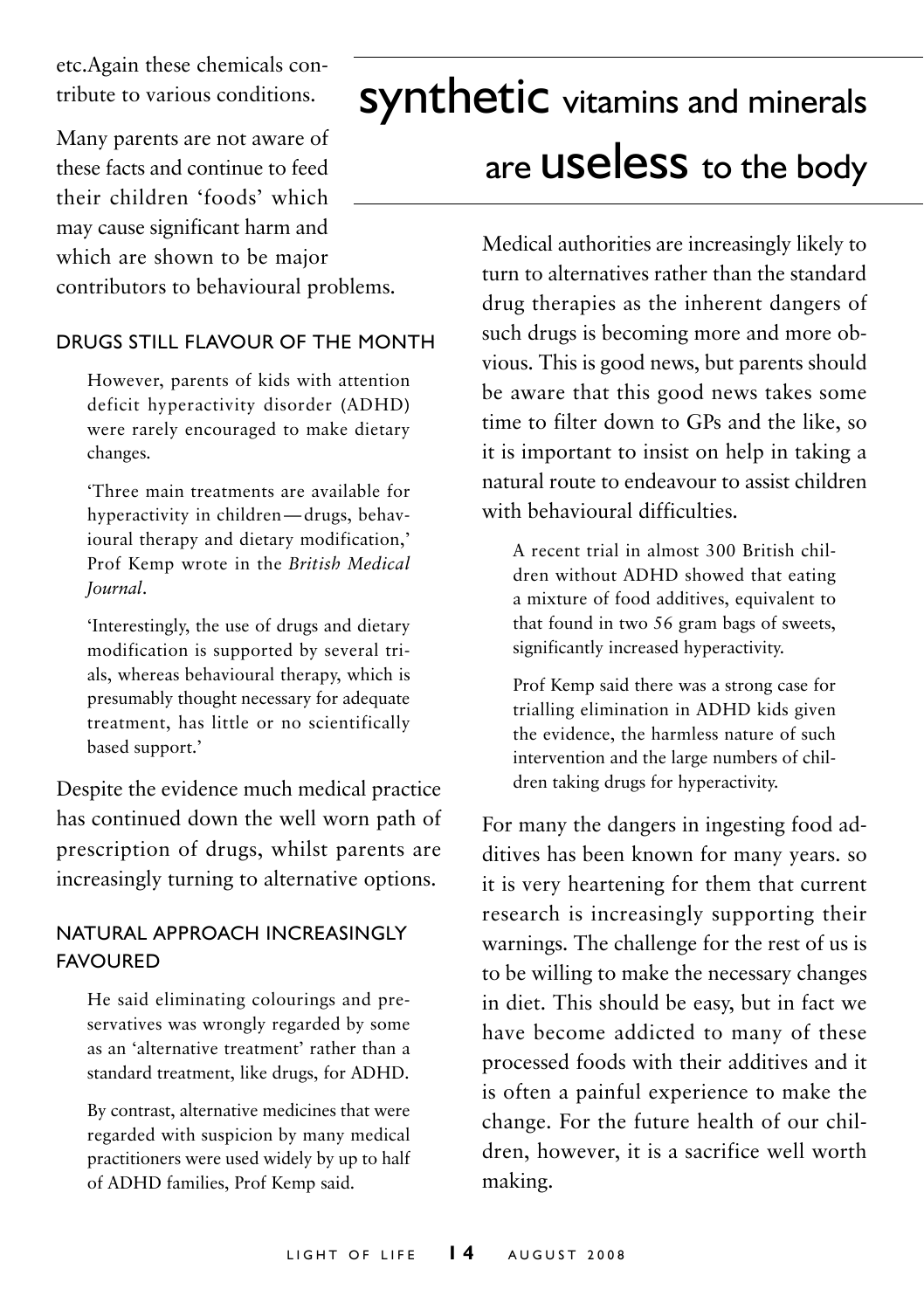etc.Again these chemicals contribute to various conditions.

Many parents are not aware of these facts and continue to feed their children 'foods' which may cause significant harm and which are shown to be major contributors to behavioural problems.

### DRUGS STILL FLAVOUR OF THE MONTH

> However, parents of kids with attention deficit hyperactivity disorder (ADHD) were rarely encouraged to make dietary changes.
>
> 'Three main treatments are available for hyperactivity in children — drugs, behavioural therapy and dietary modification,' Prof Kemp wrote in the *British Medical Journal*.
>
> 'Interestingly, the use of drugs and dietary modification is supported by several trials, whereas behavioural therapy, which is presumably thought necessary for adequate treatment, has little or no scientifically based support.'

Despite the evidence much medical practice has continued down the well worn path of prescription of drugs, whilst parents are increasingly turning to alternative options.

### NATURAL APPROACH INCREASINGLY FAVOURED

> He said eliminating colourings and preservatives was wrongly regarded by some as an 'alternative treatment' rather than a standard treatment, like drugs, for ADHD.
>
> By contrast, alternative medicines that were regarded with suspicion by many medical practitioners were used widely by up to half of ADHD families, Prof Kemp said.

## synthetic vitamins and minerals are useless to the body

Medical authorities are increasingly likely to turn to alternatives rather than the standard drug therapies as the inherent dangers of such drugs is becoming more and more obvious. This is good news, but parents should be aware that this good news takes some time to filter down to GPs and the like, so it is important to insist on help in taking a natural route to endeavour to assist children with behavioural difficulties.

> A recent trial in almost 300 British children without ADHD showed that eating a mixture of food additives, equivalent to that found in two 56 gram bags of sweets, significantly increased hyperactivity.
>
> Prof Kemp said there was a strong case for trialling elimination in ADHD kids given the evidence, the harmless nature of such intervention and the large numbers of children taking drugs for hyperactivity.

For many the dangers in ingesting food additives has been known for many years. so it is very heartening for them that current research is increasingly supporting their warnings. The challenge for the rest of us is to be willing to make the necessary changes in diet. This should be easy, but in fact we have become addicted to many of these processed foods with their additives and it is often a painful experience to make the change. For the future health of our children, however, it is a sacrifice well worth making.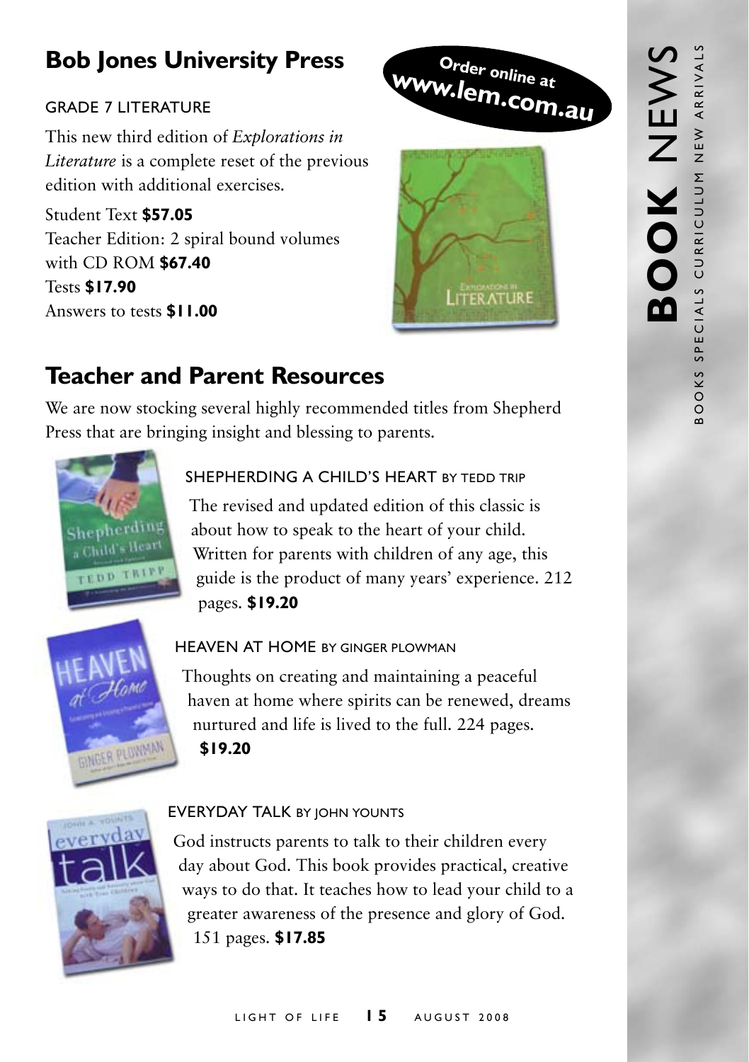## Bob Jones University Press

Order online at www.lem.com.au

GRADE 7 LITERATURE

This new third edition of *Explorations in Literature* is a complete reset of the previous edition with additional exercises.

Student Text **$57.05**
Teacher Edition: 2 spiral bound volumes with CD ROM **$67.40**
Tests **$17.90**
Answers to tests **$11.00**

## Teacher and Parent Resources

We are now stocking several highly recommended titles from Shepherd Press that are bringing insight and blessing to parents.

SHEPHERDING A CHILD'S HEART BY TEDD TRIP

The revised and updated edition of this classic is about how to speak to the heart of your child. Written for parents with children of any age, this guide is the product of many years' experience. 212 pages. **$19.20**

HEAVEN AT HOME BY GINGER PLOWMAN

Thoughts on creating and maintaining a peaceful haven at home where spirits can be renewed, dreams nurtured and life is lived to the full. 224 pages. **$19.20**

EVERYDAY TALK BY JOHN YOUNTS

God instructs parents to talk to their children every day about God. This book provides practical, creative ways to do that. It teaches how to lead your child to a greater awareness of the presence and glory of God. 151 pages. **$17.85**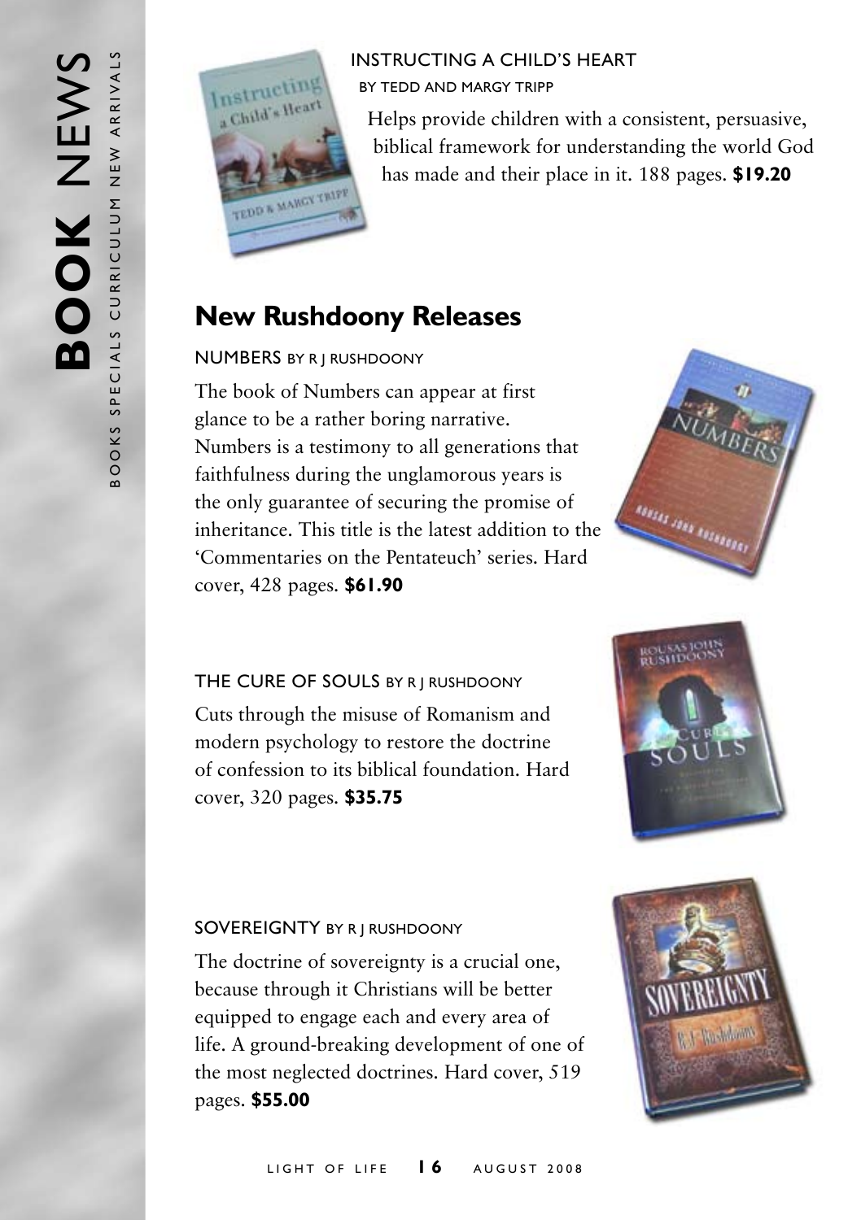# BOOK NEWS

BOOKS SPECIALS CURRICULUM NEW ARRIVALS

INSTRUCTING A CHILD'S HEART

BY TEDD AND MARGY TRIPP

Helps provide children with a consistent, persuasive, biblical framework for understanding the world God has made and their place in it. 188 pages. **$19.20**

## New Rushdoony Releases

NUMBERS BY R J RUSHDOONY

The book of Numbers can appear at first glance to be a rather boring narrative. Numbers is a testimony to all generations that faithfulness during the unglamorous years is the only guarantee of securing the promise of inheritance. This title is the latest addition to the 'Commentaries on the Pentateuch' series. Hard cover, 428 pages. **$61.90**

THE CURE OF SOULS BY R J RUSHDOONY

Cuts through the misuse of Romanism and modern psychology to restore the doctrine of confession to its biblical foundation. Hard cover, 320 pages. **$35.75**

SOVEREIGNTY BY R J RUSHDOONY

The doctrine of sovereignty is a crucial one, because through it Christians will be better equipped to engage each and every area of life. A ground-breaking development of one of the most neglected doctrines. Hard cover, 519 pages. **$55.00**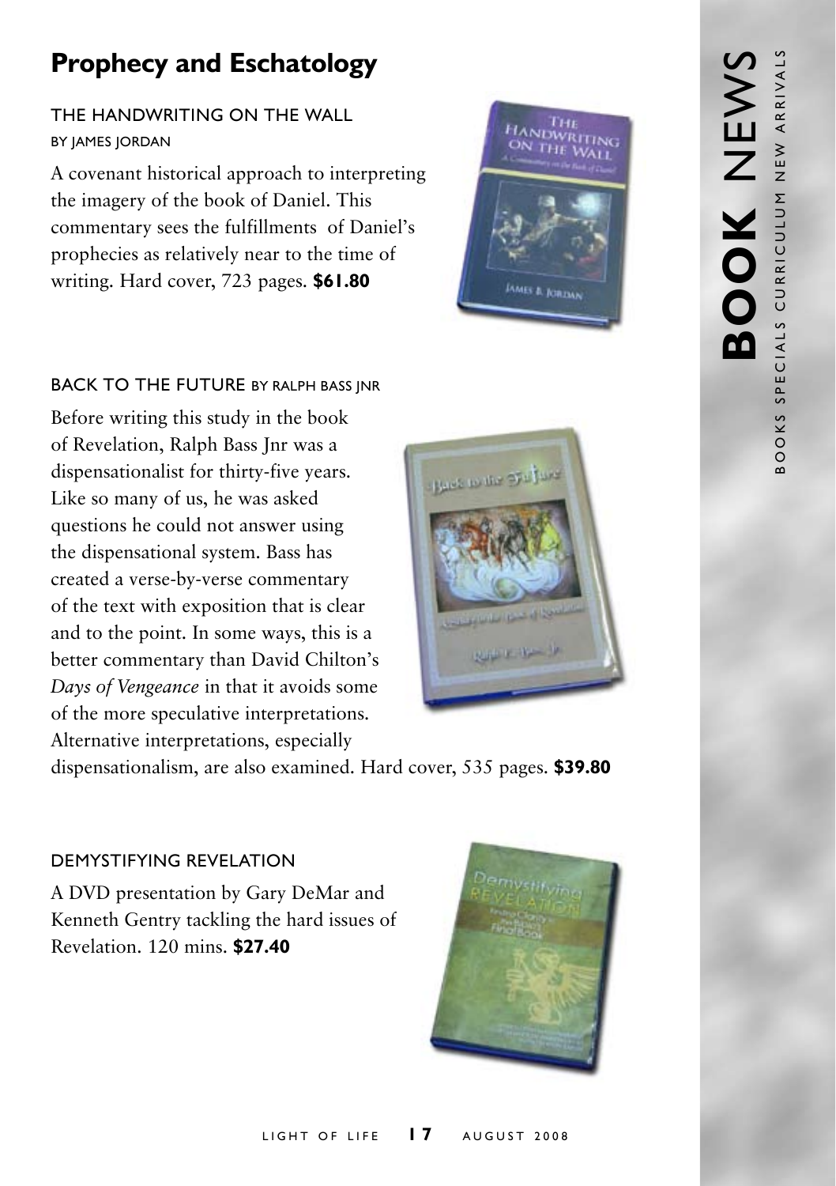# Prophecy and Eschatology

### THE HANDWRITING ON THE WALL
BY JAMES JORDAN

A covenant historical approach to interpreting the imagery of the book of Daniel. This commentary sees the fulfillments of Daniel's prophecies as relatively near to the time of writing. Hard cover, 723 pages. **$61.80**

### BACK TO THE FUTURE BY RALPH BASS JNR

Before writing this study in the book of Revelation, Ralph Bass Jnr was a dispensationalist for thirty-five years. Like so many of us, he was asked questions he could not answer using the dispensational system. Bass has created a verse-by-verse commentary of the text with exposition that is clear and to the point. In some ways, this is a better commentary than David Chilton's *Days of Vengeance* in that it avoids some of the more speculative interpretations. Alternative interpretations, especially dispensationalism, are also examined. Hard cover, 535 pages. **$39.80**

### DEMYSTIFYING REVELATION

A DVD presentation by Gary DeMar and Kenneth Gentry tackling the hard issues of Revelation. 120 mins. **$27.40**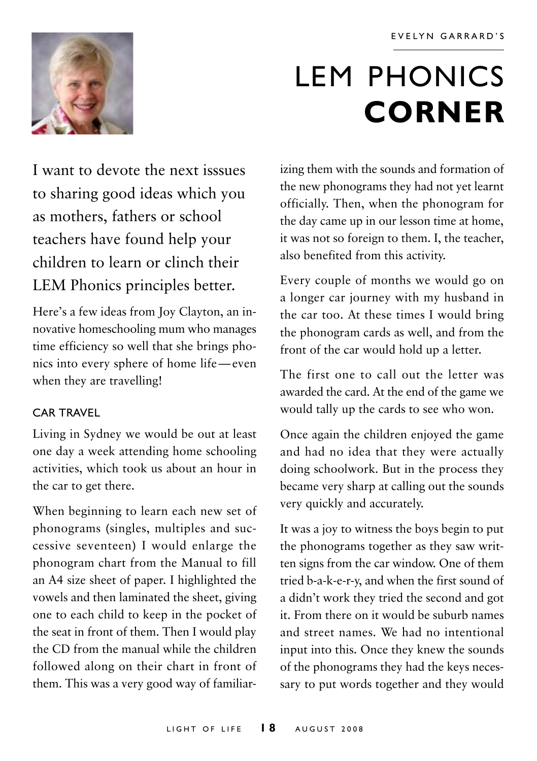EVELYN GARRARD'S

# LEM PHONICS **CORNER**

I want to devote the next isssues to sharing good ideas which you as mothers, fathers or school teachers have found help your children to learn or clinch their LEM Phonics principles better.

Here's a few ideas from Joy Clayton, an innovative homeschooling mum who manages time efficiency so well that she brings phonics into every sphere of home life — even when they are travelling!

### CAR TRAVEL

Living in Sydney we would be out at least one day a week attending home schooling activities, which took us about an hour in the car to get there.

When beginning to learn each new set of phonograms (singles, multiples and successive seventeen) I would enlarge the phonogram chart from the Manual to fill an A4 size sheet of paper. I highlighted the vowels and then laminated the sheet, giving one to each child to keep in the pocket of the seat in front of them. Then I would play the CD from the manual while the children followed along on their chart in front of them. This was a very good way of familiarizing them with the sounds and formation of the new phonograms they had not yet learnt officially. Then, when the phonogram for the day came up in our lesson time at home, it was not so foreign to them. I, the teacher, also benefited from this activity.

Every couple of months we would go on a longer car journey with my husband in the car too. At these times I would bring the phonogram cards as well, and from the front of the car would hold up a letter.

The first one to call out the letter was awarded the card. At the end of the game we would tally up the cards to see who won.

Once again the children enjoyed the game and had no idea that they were actually doing schoolwork. But in the process they became very sharp at calling out the sounds very quickly and accurately.

It was a joy to witness the boys begin to put the phonograms together as they saw written signs from the car window. One of them tried b-a-k-e-r-y, and when the first sound of a didn't work they tried the second and got it. From there on it would be suburb names and street names. We had no intentional input into this. Once they knew the sounds of the phonograms they had the keys necessary to put words together and they would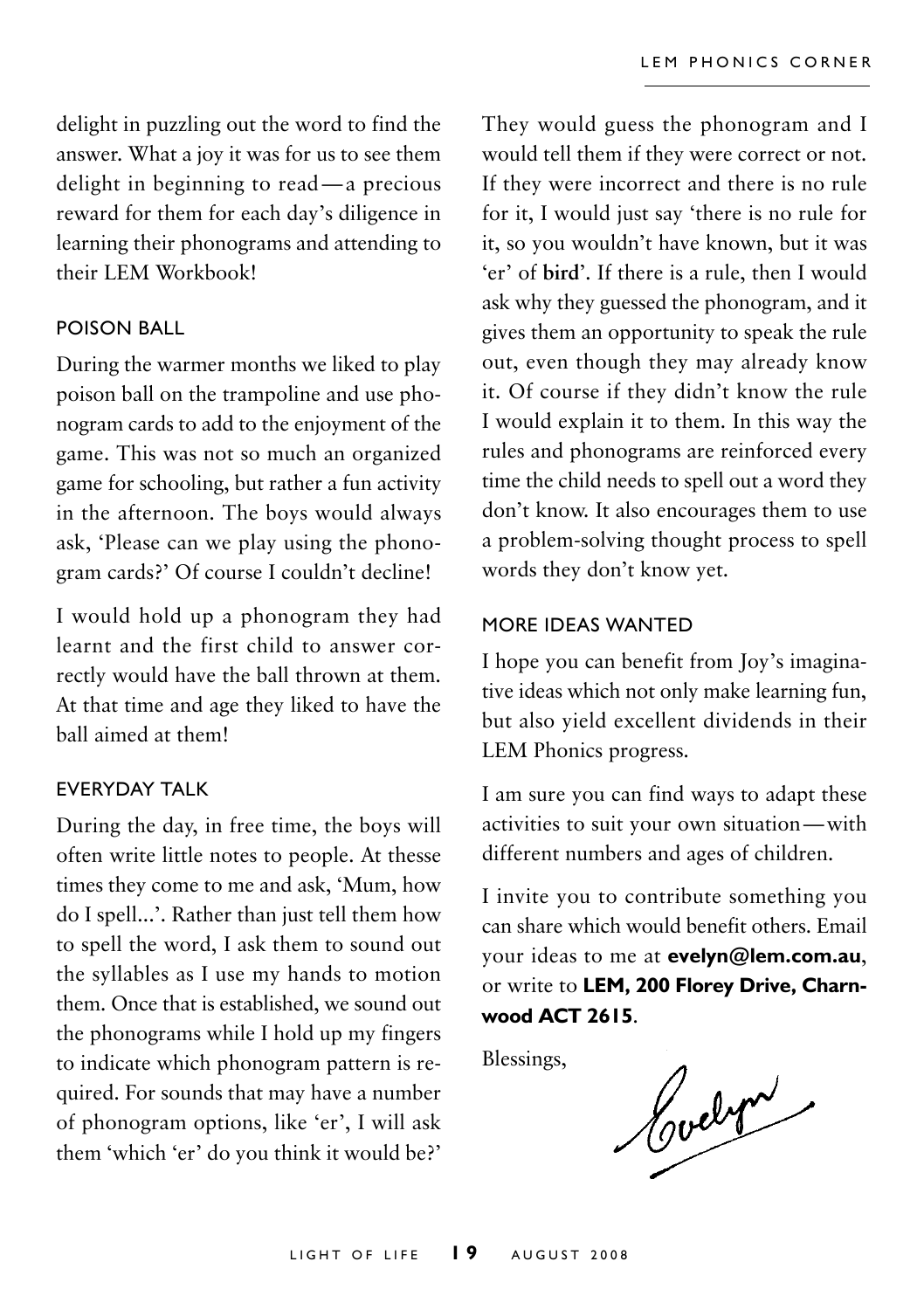delight in puzzling out the word to find the answer. What a joy it was for us to see them delight in beginning to read—a precious reward for them for each day's diligence in learning their phonograms and attending to their LEM Workbook!

### POISON BALL

During the warmer months we liked to play poison ball on the trampoline and use phonogram cards to add to the enjoyment of the game. This was not so much an organized game for schooling, but rather a fun activity in the afternoon. The boys would always ask, 'Please can we play using the phonogram cards?' Of course I couldn't decline!

I would hold up a phonogram they had learnt and the first child to answer correctly would have the ball thrown at them. At that time and age they liked to have the ball aimed at them!

### EVERYDAY TALK

During the day, in free time, the boys will often write little notes to people. At thesse times they come to me and ask, 'Mum, how do I spell...'. Rather than just tell them how to spell the word, I ask them to sound out the syllables as I use my hands to motion them. Once that is established, we sound out the phonograms while I hold up my fingers to indicate which phonogram pattern is required. For sounds that may have a number of phonogram options, like 'er', I will ask them 'which 'er' do you think it would be?' They would guess the phonogram and I would tell them if they were correct or not. If they were incorrect and there is no rule for it, I would just say 'there is no rule for it, so you wouldn't have known, but it was 'er' of **bird**'. If there is a rule, then I would ask why they guessed the phonogram, and it gives them an opportunity to speak the rule out, even though they may already know it. Of course if they didn't know the rule I would explain it to them. In this way the rules and phonograms are reinforced every time the child needs to spell out a word they don't know. It also encourages them to use a problem-solving thought process to spell words they don't know yet.

### MORE IDEAS WANTED

I hope you can benefit from Joy's imaginative ideas which not only make learning fun, but also yield excellent dividends in their LEM Phonics progress.

I am sure you can find ways to adapt these activities to suit your own situation—with different numbers and ages of children.

I invite you to contribute something you can share which would benefit others. Email your ideas to me at **evelyn@lem.com.au**, or write to **LEM, 200 Florey Drive, Charnwood ACT 2615**.

Blessings,

Evelyn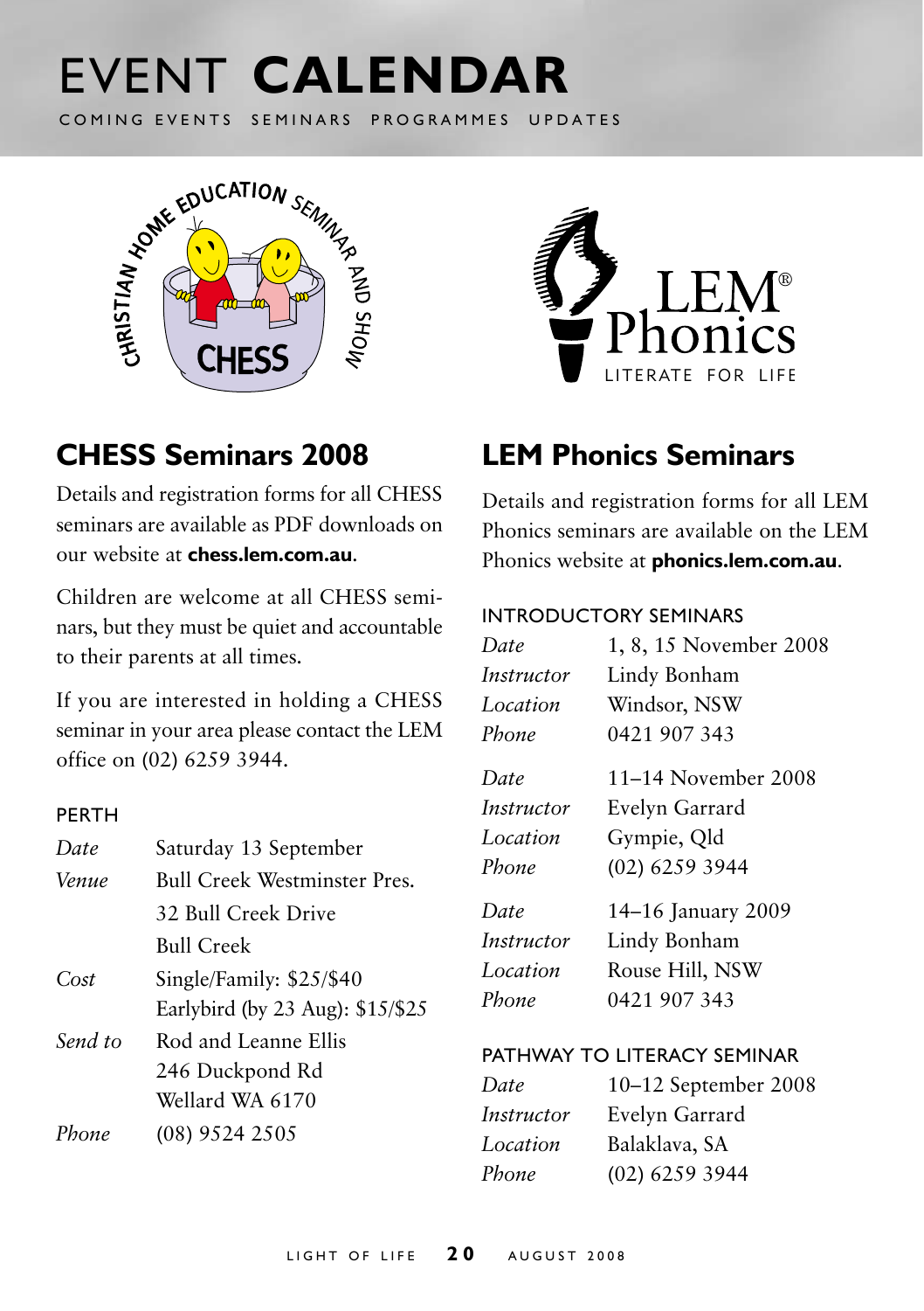# EVENT **CALENDAR**

COMING EVENTS SEMINARS PROGRAMMES UPDATES

## CHESS Seminars 2008

Details and registration forms for all CHESS seminars are available as PDF downloads on our website at **chess.lem.com.au**.

Children are welcome at all CHESS seminars, but they must be quiet and accountable to their parents at all times.

If you are interested in holding a CHESS seminar in your area please contact the LEM office on (02) 6259 3944.

PERTH

| | |
|---|---|
| *Date* | Saturday 13 September |
| *Venue* | Bull Creek Westminster Pres.<br>32 Bull Creek Drive<br>Bull Creek |
| *Cost* | Single/Family: \$25/\$40<br>Earlybird (by 23 Aug): \$15/\$25 |
| *Send to* | Rod and Leanne Ellis<br>246 Duckpond Rd<br>Wellard WA 6170 |
| *Phone* | (08) 9524 2505 |

## LEM Phonics Seminars

Details and registration forms for all LEM Phonics seminars are available on the LEM Phonics website at **phonics.lem.com.au**.

INTRODUCTORY SEMINARS

| | |
|---|---|
| *Date* | 1, 8, 15 November 2008 |
| *Instructor* | Lindy Bonham |
| *Location* | Windsor, NSW |
| *Phone* | 0421 907 343 |

| | |
|---|---|
| *Date* | 11–14 November 2008 |
| *Instructor* | Evelyn Garrard |
| *Location* | Gympie, Qld |
| *Phone* | (02) 6259 3944 |

| | |
|---|---|
| *Date* | 14–16 January 2009 |
| *Instructor* | Lindy Bonham |
| *Location* | Rouse Hill, NSW |
| *Phone* | 0421 907 343 |

PATHWAY TO LITERACY SEMINAR

| | |
|---|---|
| *Date* | 10–12 September 2008 |
| *Instructor* | Evelyn Garrard |
| *Location* | Balaklava, SA |
| *Phone* | (02) 6259 3944 |